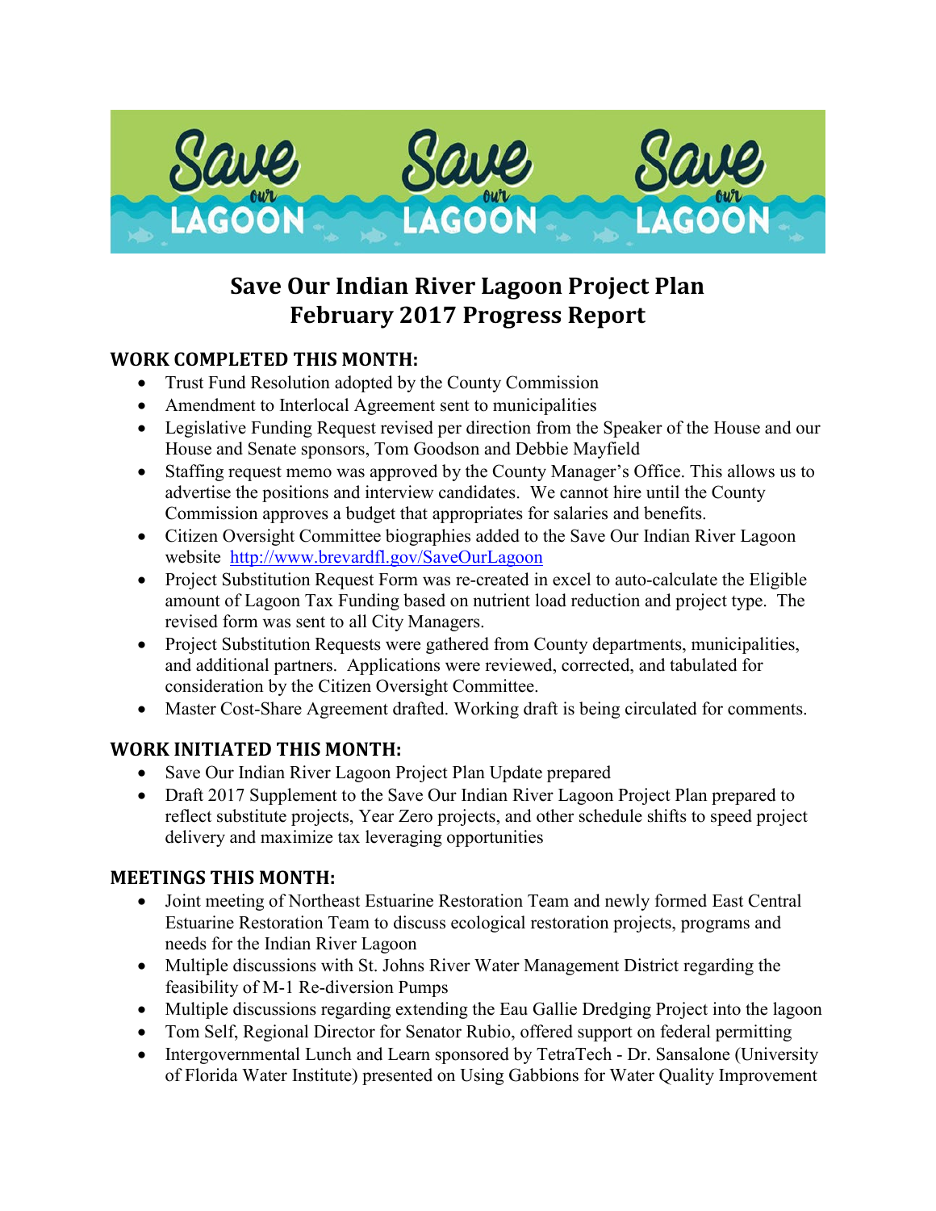# Save Our Indian River Lagoon Project Plan
# February 2017 Progress Report

## WORK COMPLETED THIS MONTH:

- Trust Fund Resolution adopted by the County Commission
- Amendment to Interlocal Agreement sent to municipalities
- Legislative Funding Request revised per direction from the Speaker of the House and our House and Senate sponsors, Tom Goodson and Debbie Mayfield
- Staffing request memo was approved by the County Manager's Office. This allows us to advertise the positions and interview candidates. We cannot hire until the County Commission approves a budget that appropriates for salaries and benefits.
- Citizen Oversight Committee biographies added to the Save Our Indian River Lagoon website [http://www.brevardfl.gov/SaveOurLagoon](http://www.brevardfl.gov/SaveOurLagoon)
- Project Substitution Request Form was re-created in excel to auto-calculate the Eligible amount of Lagoon Tax Funding based on nutrient load reduction and project type. The revised form was sent to all City Managers.
- Project Substitution Requests were gathered from County departments, municipalities, and additional partners. Applications were reviewed, corrected, and tabulated for consideration by the Citizen Oversight Committee.
- Master Cost-Share Agreement drafted. Working draft is being circulated for comments.

## WORK INITIATED THIS MONTH:

- Save Our Indian River Lagoon Project Plan Update prepared
- Draft 2017 Supplement to the Save Our Indian River Lagoon Project Plan prepared to reflect substitute projects, Year Zero projects, and other schedule shifts to speed project delivery and maximize tax leveraging opportunities

## MEETINGS THIS MONTH:

- Joint meeting of Northeast Estuarine Restoration Team and newly formed East Central Estuarine Restoration Team to discuss ecological restoration projects, programs and needs for the Indian River Lagoon
- Multiple discussions with St. Johns River Water Management District regarding the feasibility of M-1 Re-diversion Pumps
- Multiple discussions regarding extending the Eau Gallie Dredging Project into the lagoon
- Tom Self, Regional Director for Senator Rubio, offered support on federal permitting
- Intergovernmental Lunch and Learn sponsored by TetraTech - Dr. Sansalone (University of Florida Water Institute) presented on Using Gabbions for Water Quality Improvement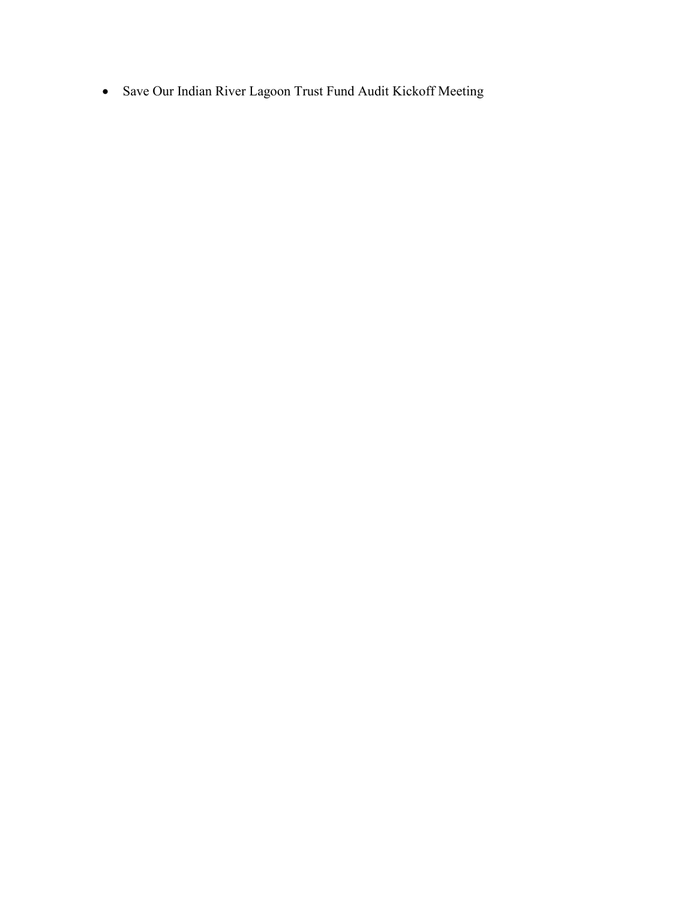- Save Our Indian River Lagoon Trust Fund Audit Kickoff Meeting